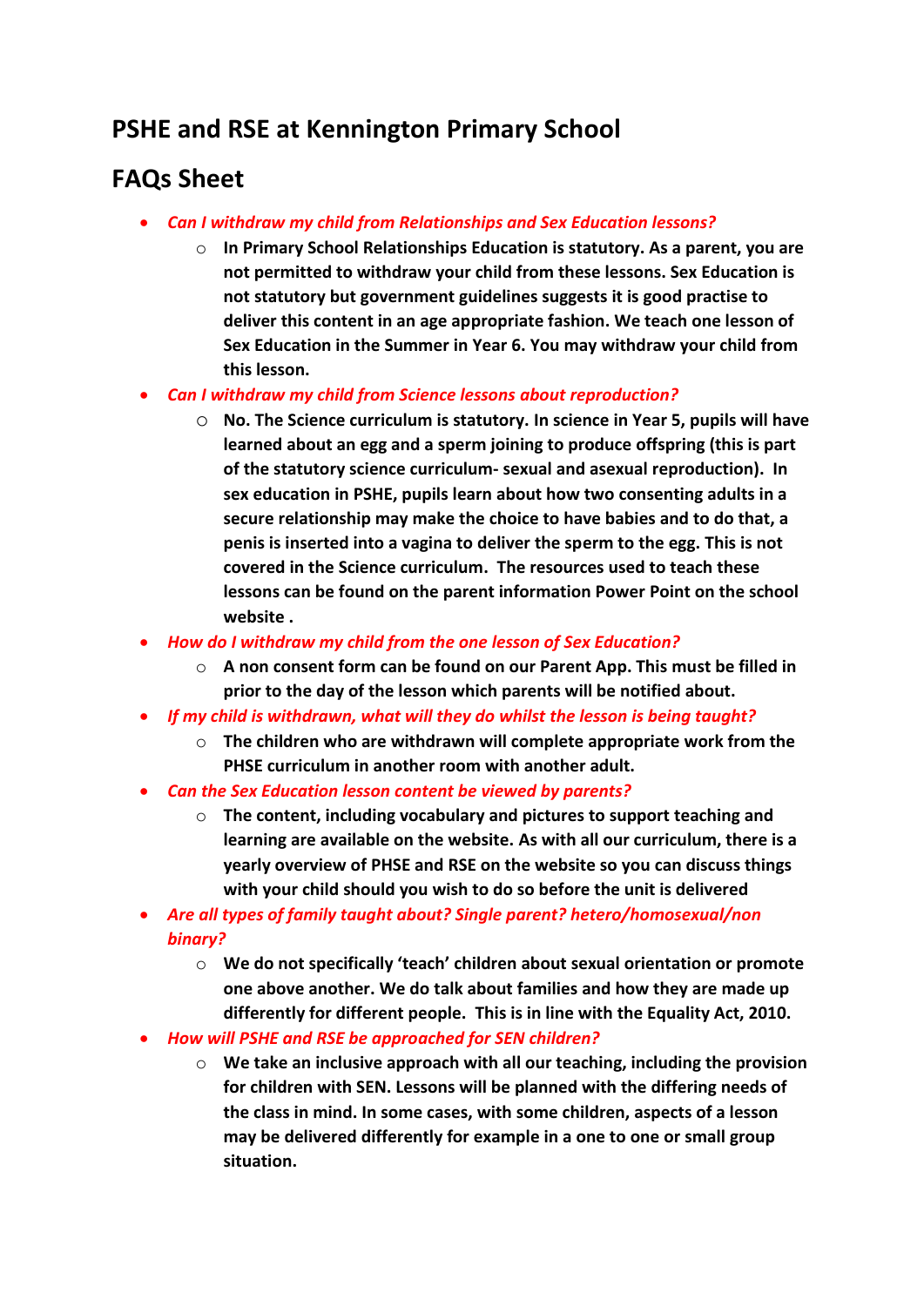# PSHE and RSE at Kennington Primary School

# FAQs Sheet

- *Can I withdraw my child from Relationships and Sex Education lessons?*
    - **In Primary School Relationships Education is statutory. As a parent, you are not permitted to withdraw your child from these lessons. Sex Education is not statutory but government guidelines suggests it is good practise to deliver this content in an age appropriate fashion. We teach one lesson of Sex Education in the Summer in Year 6. You may withdraw your child from this lesson.**
- *Can I withdraw my child from Science lessons about reproduction?*
    - **No. The Science curriculum is statutory. In science in Year 5, pupils will have learned about an egg and a sperm joining to produce offspring (this is part of the statutory science curriculum- sexual and asexual reproduction). In sex education in PSHE, pupils learn about how two consenting adults in a secure relationship may make the choice to have babies and to do that, a penis is inserted into a vagina to deliver the sperm to the egg. This is not covered in the Science curriculum. The resources used to teach these lessons can be found on the parent information Power Point on the school website .**
- *How do I withdraw my child from the one lesson of Sex Education?*
    - **A non consent form can be found on our Parent App. This must be filled in prior to the day of the lesson which parents will be notified about.**
- *If my child is withdrawn, what will they do whilst the lesson is being taught?*
    - **The children who are withdrawn will complete appropriate work from the PHSE curriculum in another room with another adult.**
- *Can the Sex Education lesson content be viewed by parents?*
    - **The content, including vocabulary and pictures to support teaching and learning are available on the website. As with all our curriculum, there is a yearly overview of PHSE and RSE on the website so you can discuss things with your child should you wish to do so before the unit is delivered**
- *Are all types of family taught about? Single parent? hetero/homosexual/non binary?*
    - **We do not specifically 'teach' children about sexual orientation or promote one above another. We do talk about families and how they are made up differently for different people. This is in line with the Equality Act, 2010.**
- *How will PSHE and RSE be approached for SEN children?*
    - **We take an inclusive approach with all our teaching, including the provision for children with SEN. Lessons will be planned with the differing needs of the class in mind. In some cases, with some children, aspects of a lesson may be delivered differently for example in a one to one or small group situation.**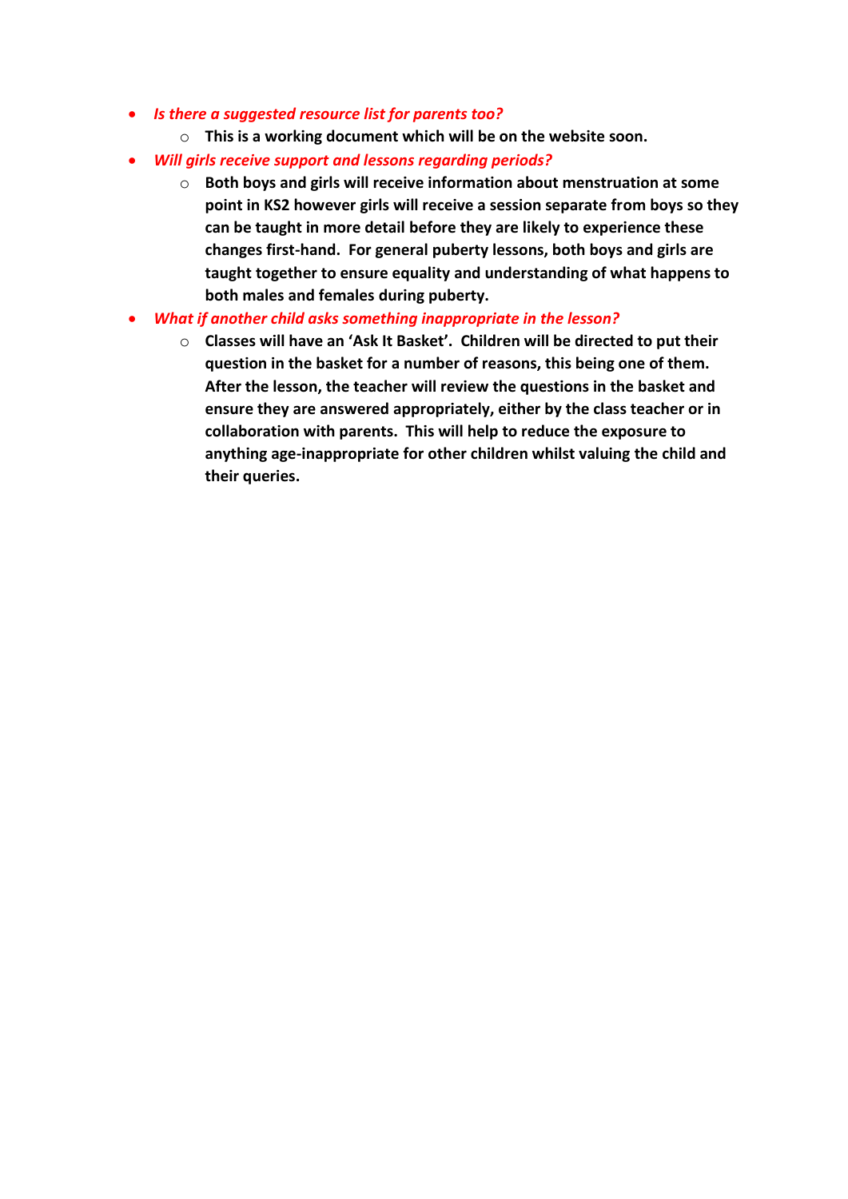- *Is there a suggested resource list for parents too?*
  - **This is a working document which will be on the website soon.**
- *Will girls receive support and lessons regarding periods?*
  - **Both boys and girls will receive information about menstruation at some point in KS2 however girls will receive a session separate from boys so they can be taught in more detail before they are likely to experience these changes first-hand. For general puberty lessons, both boys and girls are taught together to ensure equality and understanding of what happens to both males and females during puberty.**
- *What if another child asks something inappropriate in the lesson?*
  - **Classes will have an 'Ask It Basket'. Children will be directed to put their question in the basket for a number of reasons, this being one of them. After the lesson, the teacher will review the questions in the basket and ensure they are answered appropriately, either by the class teacher or in collaboration with parents. This will help to reduce the exposure to anything age-inappropriate for other children whilst valuing the child and their queries.**